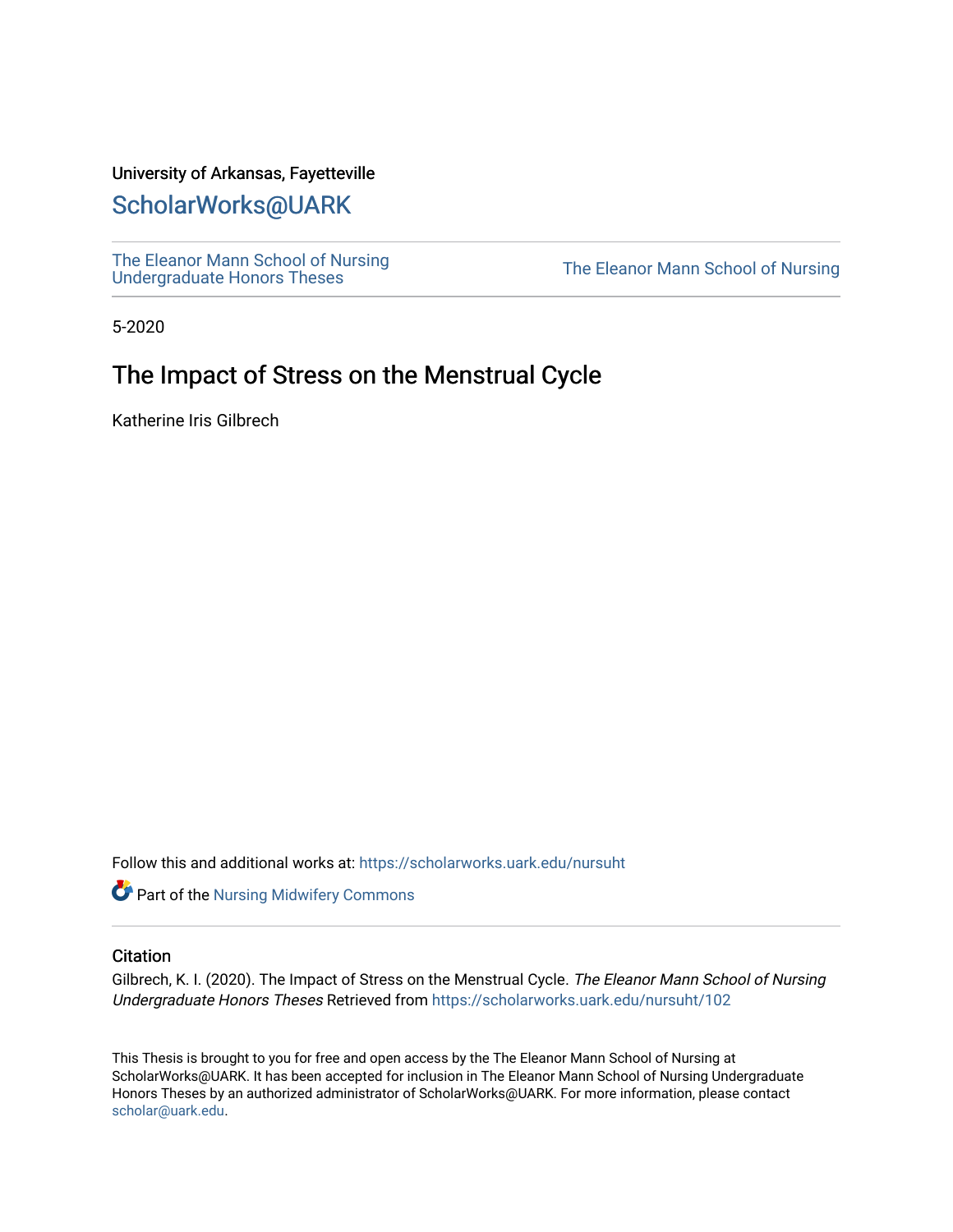University of Arkansas, Fayetteville

# ScholarWorks@UARK

The Eleanor Mann School of Nursing Undergraduate Honors Theses

The Eleanor Mann School of Nursing

5-2020

## The Impact of Stress on the Menstrual Cycle

Katherine Iris Gilbrech

Follow this and additional works at: https://scholarworks.uark.edu/nursuht

Part of the Nursing Midwifery Commons

### Citation

Gilbrech, K. I. (2020). The Impact of Stress on the Menstrual Cycle. *The Eleanor Mann School of Nursing Undergraduate Honors Theses* Retrieved from https://scholarworks.uark.edu/nursuht/102

This Thesis is brought to you for free and open access by the The Eleanor Mann School of Nursing at ScholarWorks@UARK. It has been accepted for inclusion in The Eleanor Mann School of Nursing Undergraduate Honors Theses by an authorized administrator of ScholarWorks@UARK. For more information, please contact scholar@uark.edu.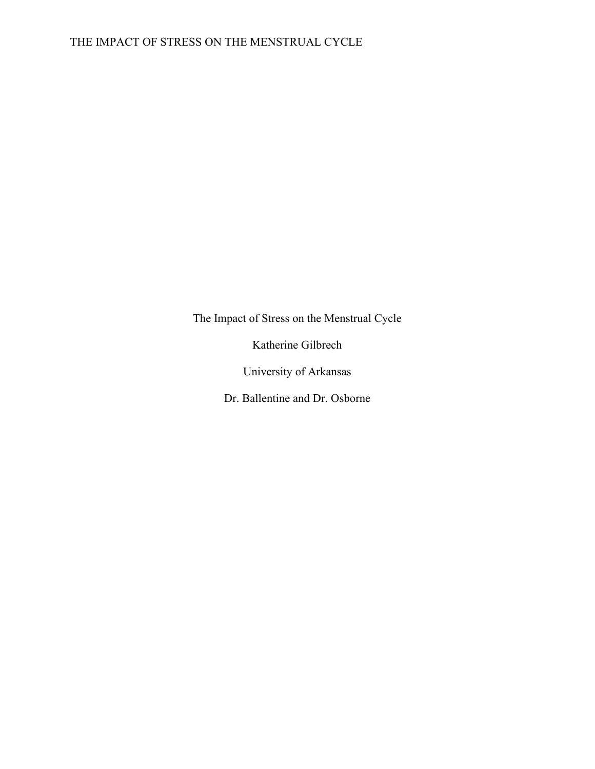The Impact of Stress on the Menstrual Cycle

Katherine Gilbrech

University of Arkansas

Dr. Ballentine and Dr. Osborne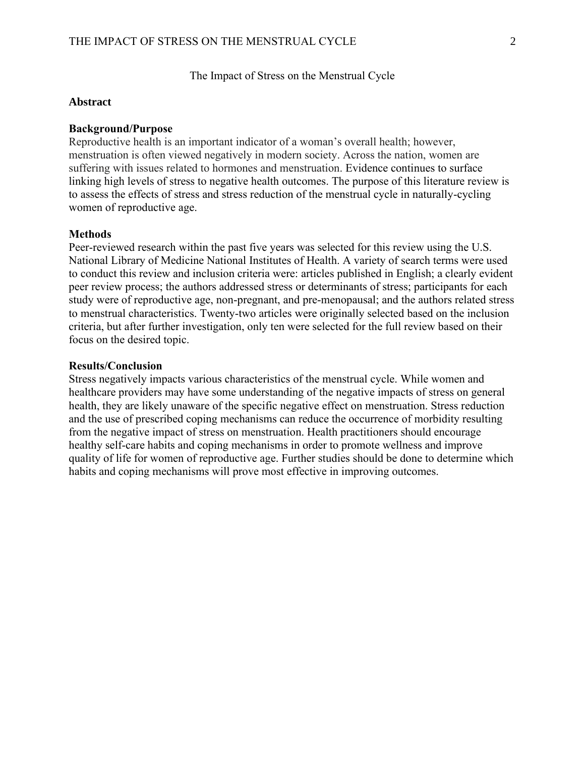# The Impact of Stress on the Menstrual Cycle

## Abstract

### Background/Purpose

Reproductive health is an important indicator of a woman's overall health; however, menstruation is often viewed negatively in modern society. Across the nation, women are suffering with issues related to hormones and menstruation. Evidence continues to surface linking high levels of stress to negative health outcomes. The purpose of this literature review is to assess the effects of stress and stress reduction of the menstrual cycle in naturally-cycling women of reproductive age.

### Methods

Peer-reviewed research within the past five years was selected for this review using the U.S. National Library of Medicine National Institutes of Health. A variety of search terms were used to conduct this review and inclusion criteria were: articles published in English; a clearly evident peer review process; the authors addressed stress or determinants of stress; participants for each study were of reproductive age, non-pregnant, and pre-menopausal; and the authors related stress to menstrual characteristics. Twenty-two articles were originally selected based on the inclusion criteria, but after further investigation, only ten were selected for the full review based on their focus on the desired topic.

### Results/Conclusion

Stress negatively impacts various characteristics of the menstrual cycle. While women and healthcare providers may have some understanding of the negative impacts of stress on general health, they are likely unaware of the specific negative effect on menstruation. Stress reduction and the use of prescribed coping mechanisms can reduce the occurrence of morbidity resulting from the negative impact of stress on menstruation. Health practitioners should encourage healthy self-care habits and coping mechanisms in order to promote wellness and improve quality of life for women of reproductive age. Further studies should be done to determine which habits and coping mechanisms will prove most effective in improving outcomes.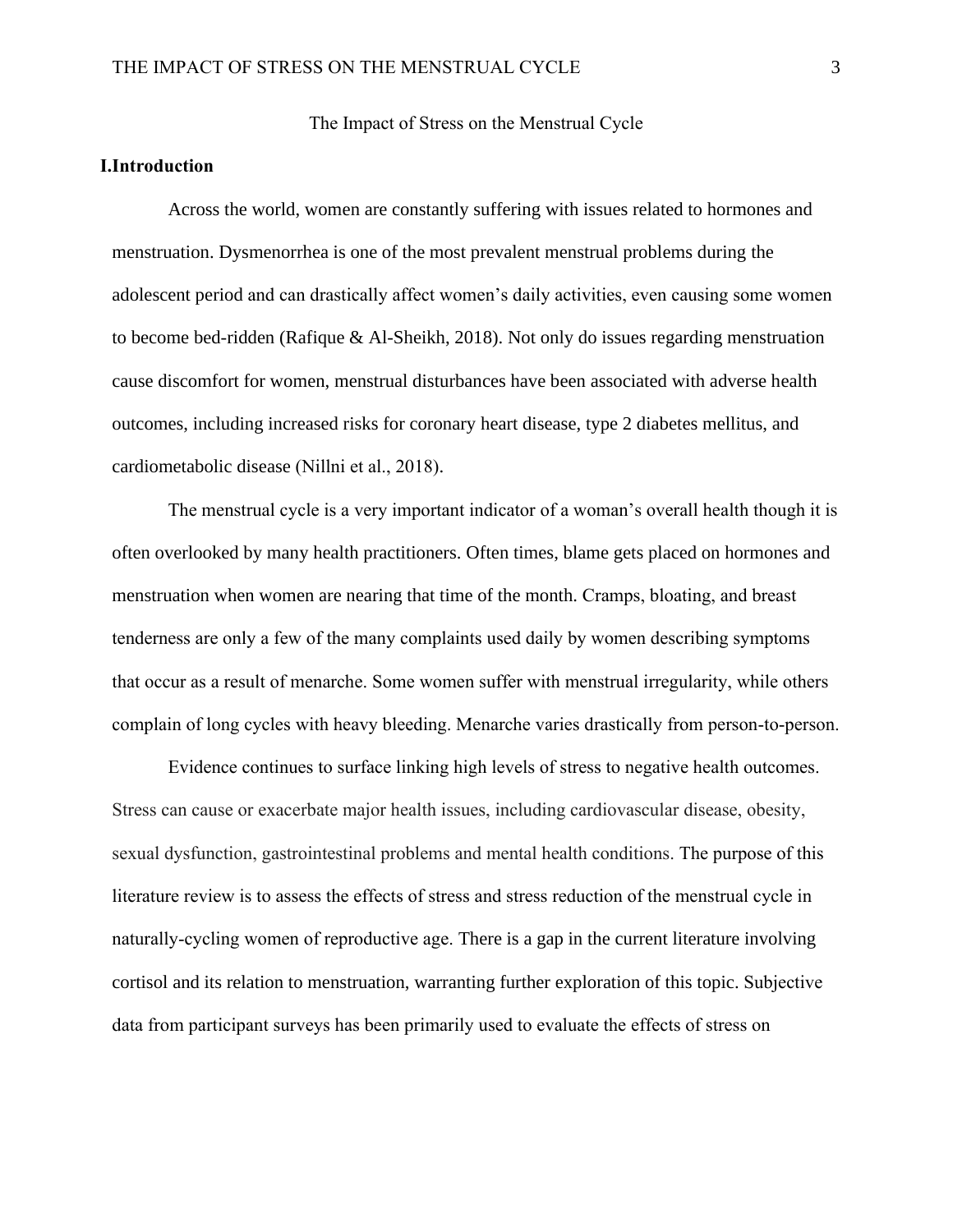# The Impact of Stress on the Menstrual Cycle

## I.Introduction

Across the world, women are constantly suffering with issues related to hormones and menstruation. Dysmenorrhea is one of the most prevalent menstrual problems during the adolescent period and can drastically affect women's daily activities, even causing some women to become bed-ridden (Rafique & Al-Sheikh, 2018). Not only do issues regarding menstruation cause discomfort for women, menstrual disturbances have been associated with adverse health outcomes, including increased risks for coronary heart disease, type 2 diabetes mellitus, and cardiometabolic disease (Nillni et al., 2018).

The menstrual cycle is a very important indicator of a woman's overall health though it is often overlooked by many health practitioners. Often times, blame gets placed on hormones and menstruation when women are nearing that time of the month. Cramps, bloating, and breast tenderness are only a few of the many complaints used daily by women describing symptoms that occur as a result of menarche. Some women suffer with menstrual irregularity, while others complain of long cycles with heavy bleeding. Menarche varies drastically from person-to-person.

Evidence continues to surface linking high levels of stress to negative health outcomes. Stress can cause or exacerbate major health issues, including cardiovascular disease, obesity, sexual dysfunction, gastrointestinal problems and mental health conditions. The purpose of this literature review is to assess the effects of stress and stress reduction of the menstrual cycle in naturally-cycling women of reproductive age. There is a gap in the current literature involving cortisol and its relation to menstruation, warranting further exploration of this topic. Subjective data from participant surveys has been primarily used to evaluate the effects of stress on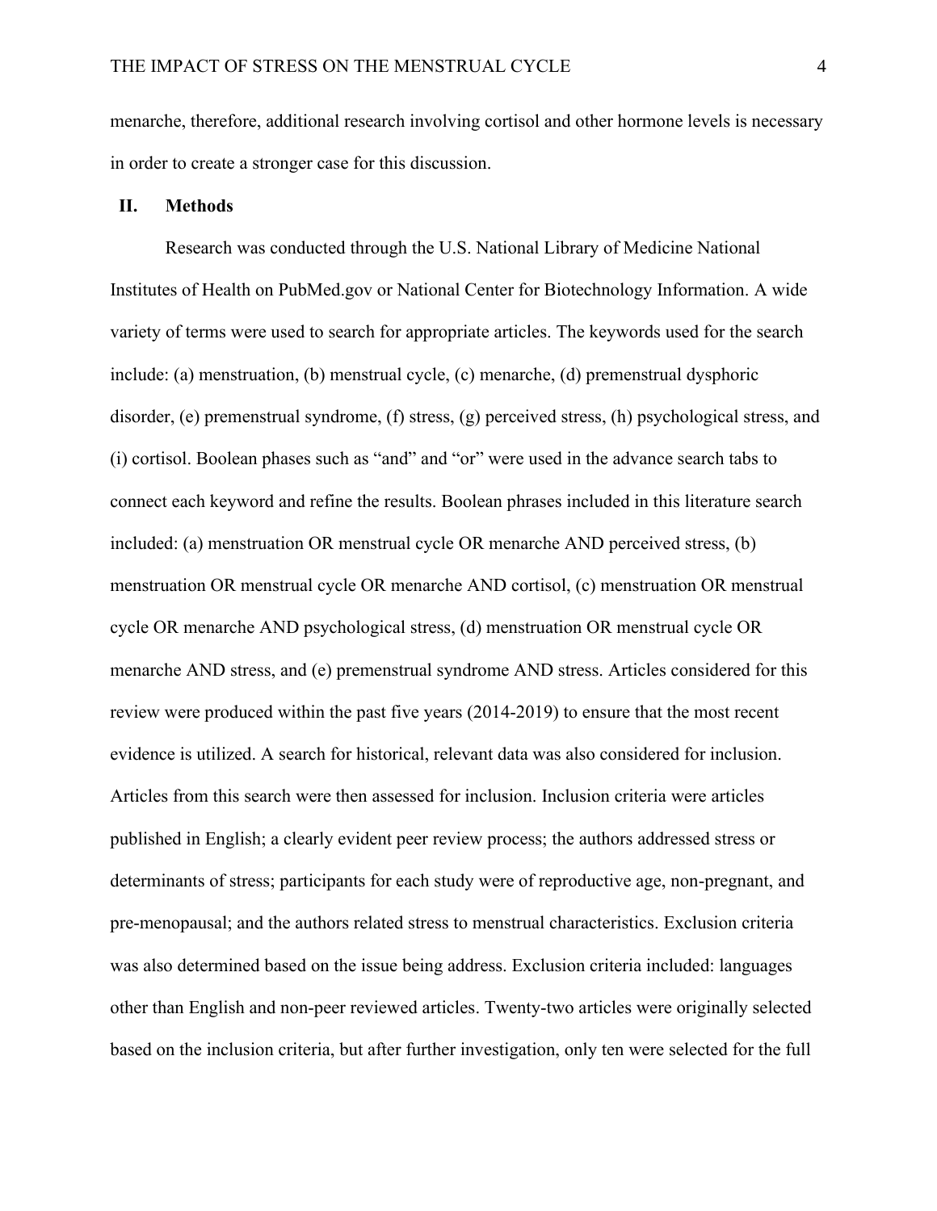menarche, therefore, additional research involving cortisol and other hormone levels is necessary in order to create a stronger case for this discussion.

## II. Methods

Research was conducted through the U.S. National Library of Medicine National Institutes of Health on PubMed.gov or National Center for Biotechnology Information. A wide variety of terms were used to search for appropriate articles. The keywords used for the search include: (a) menstruation, (b) menstrual cycle, (c) menarche, (d) premenstrual dysphoric disorder, (e) premenstrual syndrome, (f) stress, (g) perceived stress, (h) psychological stress, and (i) cortisol. Boolean phases such as "and" and "or" were used in the advance search tabs to connect each keyword and refine the results. Boolean phrases included in this literature search included: (a) menstruation OR menstrual cycle OR menarche AND perceived stress, (b) menstruation OR menstrual cycle OR menarche AND cortisol, (c) menstruation OR menstrual cycle OR menarche AND psychological stress, (d) menstruation OR menstrual cycle OR menarche AND stress, and (e) premenstrual syndrome AND stress. Articles considered for this review were produced within the past five years (2014-2019) to ensure that the most recent evidence is utilized. A search for historical, relevant data was also considered for inclusion. Articles from this search were then assessed for inclusion. Inclusion criteria were articles published in English; a clearly evident peer review process; the authors addressed stress or determinants of stress; participants for each study were of reproductive age, non-pregnant, and pre-menopausal; and the authors related stress to menstrual characteristics. Exclusion criteria was also determined based on the issue being address. Exclusion criteria included: languages other than English and non-peer reviewed articles. Twenty-two articles were originally selected based on the inclusion criteria, but after further investigation, only ten were selected for the full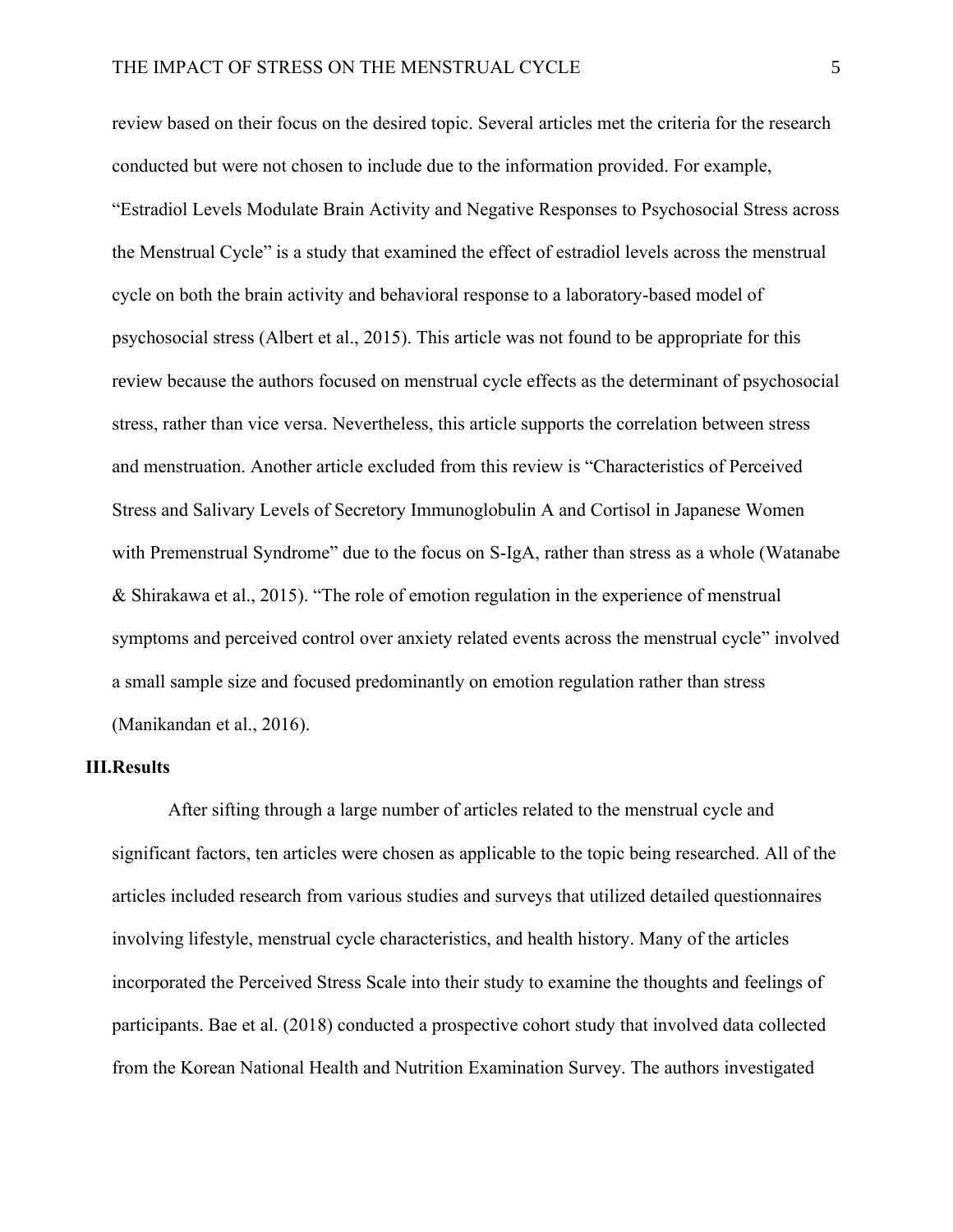review based on their focus on the desired topic. Several articles met the criteria for the research conducted but were not chosen to include due to the information provided. For example, "Estradiol Levels Modulate Brain Activity and Negative Responses to Psychosocial Stress across the Menstrual Cycle" is a study that examined the effect of estradiol levels across the menstrual cycle on both the brain activity and behavioral response to a laboratory-based model of psychosocial stress (Albert et al., 2015). This article was not found to be appropriate for this review because the authors focused on menstrual cycle effects as the determinant of psychosocial stress, rather than vice versa. Nevertheless, this article supports the correlation between stress and menstruation. Another article excluded from this review is "Characteristics of Perceived Stress and Salivary Levels of Secretory Immunoglobulin A and Cortisol in Japanese Women with Premenstrual Syndrome" due to the focus on S-IgA, rather than stress as a whole (Watanabe & Shirakawa et al., 2015). "The role of emotion regulation in the experience of menstrual symptoms and perceived control over anxiety related events across the menstrual cycle" involved a small sample size and focused predominantly on emotion regulation rather than stress (Manikandan et al., 2016).

## III. Results

After sifting through a large number of articles related to the menstrual cycle and significant factors, ten articles were chosen as applicable to the topic being researched. All of the articles included research from various studies and surveys that utilized detailed questionnaires involving lifestyle, menstrual cycle characteristics, and health history. Many of the articles incorporated the Perceived Stress Scale into their study to examine the thoughts and feelings of participants. Bae et al. (2018) conducted a prospective cohort study that involved data collected from the Korean National Health and Nutrition Examination Survey. The authors investigated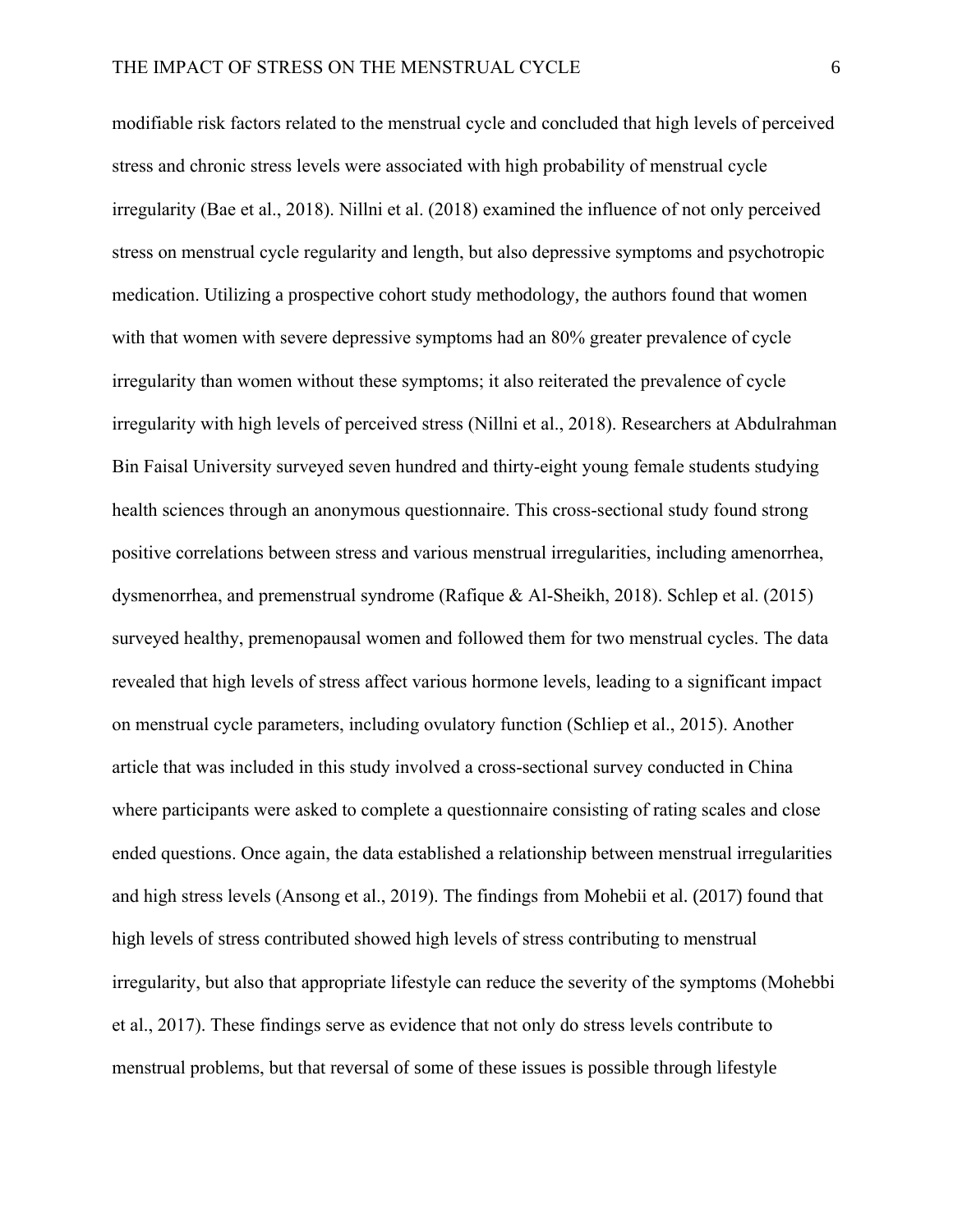modifiable risk factors related to the menstrual cycle and concluded that high levels of perceived stress and chronic stress levels were associated with high probability of menstrual cycle irregularity (Bae et al., 2018). Nillni et al. (2018) examined the influence of not only perceived stress on menstrual cycle regularity and length, but also depressive symptoms and psychotropic medication. Utilizing a prospective cohort study methodology, the authors found that women with that women with severe depressive symptoms had an 80% greater prevalence of cycle irregularity than women without these symptoms; it also reiterated the prevalence of cycle irregularity with high levels of perceived stress (Nillni et al., 2018). Researchers at Abdulrahman Bin Faisal University surveyed seven hundred and thirty-eight young female students studying health sciences through an anonymous questionnaire. This cross-sectional study found strong positive correlations between stress and various menstrual irregularities, including amenorrhea, dysmenorrhea, and premenstrual syndrome (Rafique & Al-Sheikh, 2018). Schlep et al. (2015) surveyed healthy, premenopausal women and followed them for two menstrual cycles. The data revealed that high levels of stress affect various hormone levels, leading to a significant impact on menstrual cycle parameters, including ovulatory function (Schliep et al., 2015). Another article that was included in this study involved a cross-sectional survey conducted in China where participants were asked to complete a questionnaire consisting of rating scales and close ended questions. Once again, the data established a relationship between menstrual irregularities and high stress levels (Ansong et al., 2019). The findings from Mohebii et al. (2017) found that high levels of stress contributed showed high levels of stress contributing to menstrual irregularity, but also that appropriate lifestyle can reduce the severity of the symptoms (Mohebbi et al., 2017). These findings serve as evidence that not only do stress levels contribute to menstrual problems, but that reversal of some of these issues is possible through lifestyle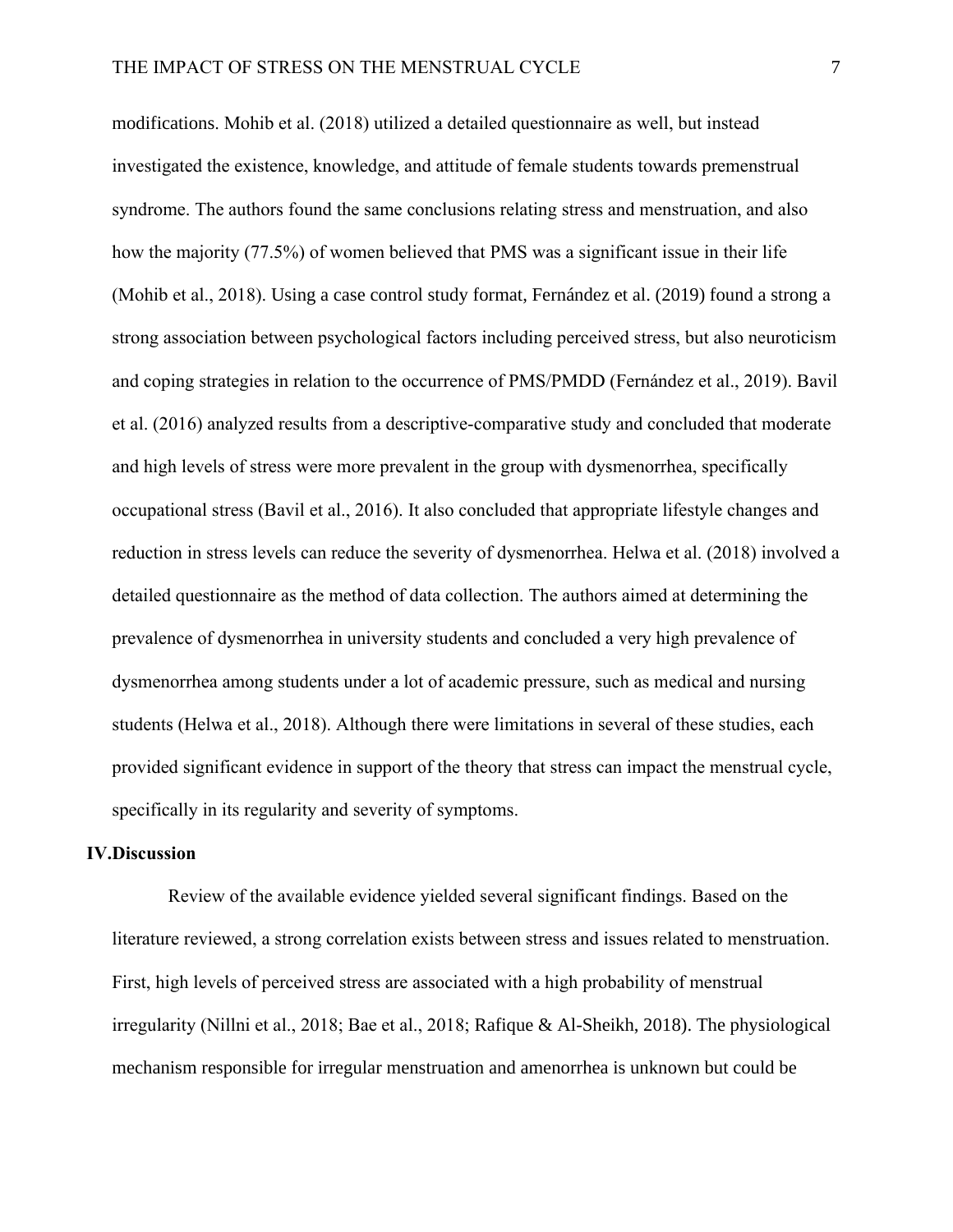modifications. Mohib et al. (2018) utilized a detailed questionnaire as well, but instead investigated the existence, knowledge, and attitude of female students towards premenstrual syndrome. The authors found the same conclusions relating stress and menstruation, and also how the majority (77.5%) of women believed that PMS was a significant issue in their life (Mohib et al., 2018). Using a case control study format, Fernández et al. (2019) found a strong a strong association between psychological factors including perceived stress, but also neuroticism and coping strategies in relation to the occurrence of PMS/PMDD (Fernández et al., 2019). Bavil et al. (2016) analyzed results from a descriptive-comparative study and concluded that moderate and high levels of stress were more prevalent in the group with dysmenorrhea, specifically occupational stress (Bavil et al., 2016). It also concluded that appropriate lifestyle changes and reduction in stress levels can reduce the severity of dysmenorrhea. Helwa et al. (2018) involved a detailed questionnaire as the method of data collection. The authors aimed at determining the prevalence of dysmenorrhea in university students and concluded a very high prevalence of dysmenorrhea among students under a lot of academic pressure, such as medical and nursing students (Helwa et al., 2018). Although there were limitations in several of these studies, each provided significant evidence in support of the theory that stress can impact the menstrual cycle, specifically in its regularity and severity of symptoms.

## IV. Discussion

Review of the available evidence yielded several significant findings. Based on the literature reviewed, a strong correlation exists between stress and issues related to menstruation. First, high levels of perceived stress are associated with a high probability of menstrual irregularity (Nillni et al., 2018; Bae et al., 2018; Rafique & Al-Sheikh, 2018). The physiological mechanism responsible for irregular menstruation and amenorrhea is unknown but could be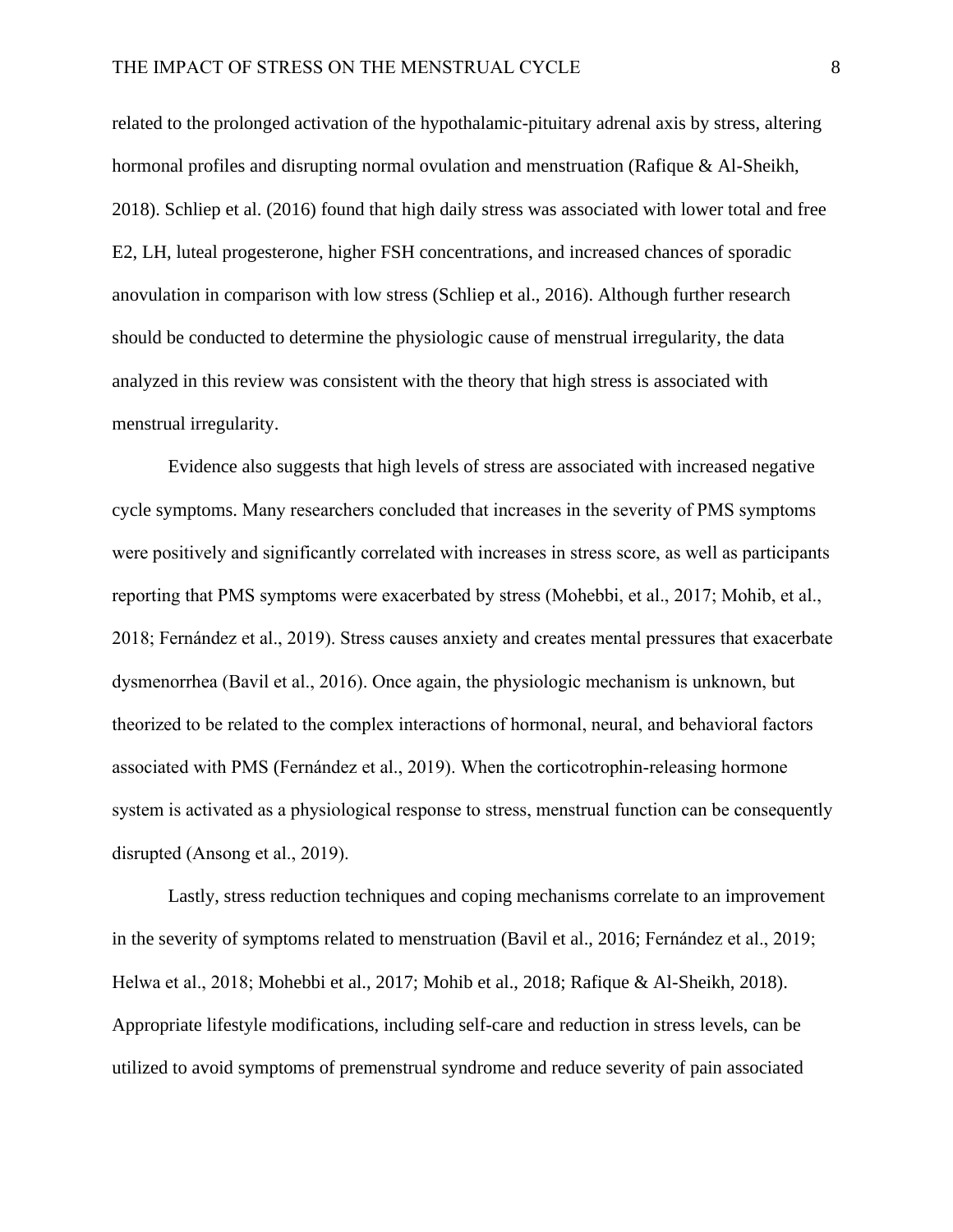related to the prolonged activation of the hypothalamic-pituitary adrenal axis by stress, altering hormonal profiles and disrupting normal ovulation and menstruation (Rafique & Al-Sheikh, 2018). Schliep et al. (2016) found that high daily stress was associated with lower total and free E2, LH, luteal progesterone, higher FSH concentrations, and increased chances of sporadic anovulation in comparison with low stress (Schliep et al., 2016). Although further research should be conducted to determine the physiologic cause of menstrual irregularity, the data analyzed in this review was consistent with the theory that high stress is associated with menstrual irregularity.

Evidence also suggests that high levels of stress are associated with increased negative cycle symptoms. Many researchers concluded that increases in the severity of PMS symptoms were positively and significantly correlated with increases in stress score, as well as participants reporting that PMS symptoms were exacerbated by stress (Mohebbi, et al., 2017; Mohib, et al., 2018; Fernández et al., 2019). Stress causes anxiety and creates mental pressures that exacerbate dysmenorrhea (Bavil et al., 2016). Once again, the physiologic mechanism is unknown, but theorized to be related to the complex interactions of hormonal, neural, and behavioral factors associated with PMS (Fernández et al., 2019). When the corticotrophin-releasing hormone system is activated as a physiological response to stress, menstrual function can be consequently disrupted (Ansong et al., 2019).

Lastly, stress reduction techniques and coping mechanisms correlate to an improvement in the severity of symptoms related to menstruation (Bavil et al., 2016; Fernández et al., 2019; Helwa et al., 2018; Mohebbi et al., 2017; Mohib et al., 2018; Rafique & Al-Sheikh, 2018). Appropriate lifestyle modifications, including self-care and reduction in stress levels, can be utilized to avoid symptoms of premenstrual syndrome and reduce severity of pain associated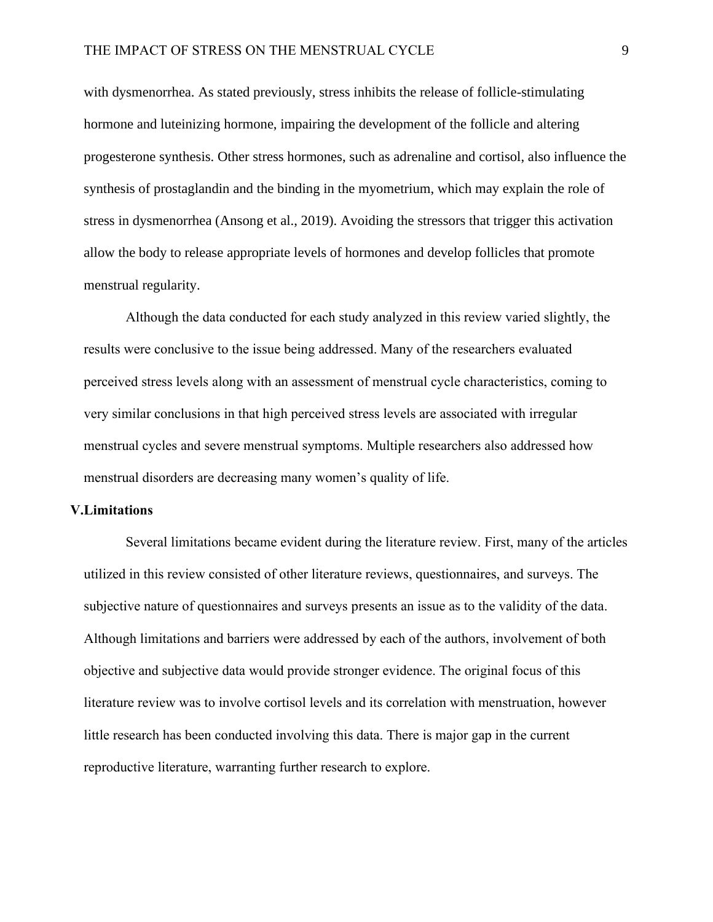with dysmenorrhea. As stated previously, stress inhibits the release of follicle-stimulating hormone and luteinizing hormone, impairing the development of the follicle and altering progesterone synthesis. Other stress hormones, such as adrenaline and cortisol, also influence the synthesis of prostaglandin and the binding in the myometrium, which may explain the role of stress in dysmenorrhea (Ansong et al., 2019). Avoiding the stressors that trigger this activation allow the body to release appropriate levels of hormones and develop follicles that promote menstrual regularity.

Although the data conducted for each study analyzed in this review varied slightly, the results were conclusive to the issue being addressed. Many of the researchers evaluated perceived stress levels along with an assessment of menstrual cycle characteristics, coming to very similar conclusions in that high perceived stress levels are associated with irregular menstrual cycles and severe menstrual symptoms. Multiple researchers also addressed how menstrual disorders are decreasing many women's quality of life.

## V.Limitations

Several limitations became evident during the literature review. First, many of the articles utilized in this review consisted of other literature reviews, questionnaires, and surveys. The subjective nature of questionnaires and surveys presents an issue as to the validity of the data. Although limitations and barriers were addressed by each of the authors, involvement of both objective and subjective data would provide stronger evidence. The original focus of this literature review was to involve cortisol levels and its correlation with menstruation, however little research has been conducted involving this data. There is major gap in the current reproductive literature, warranting further research to explore.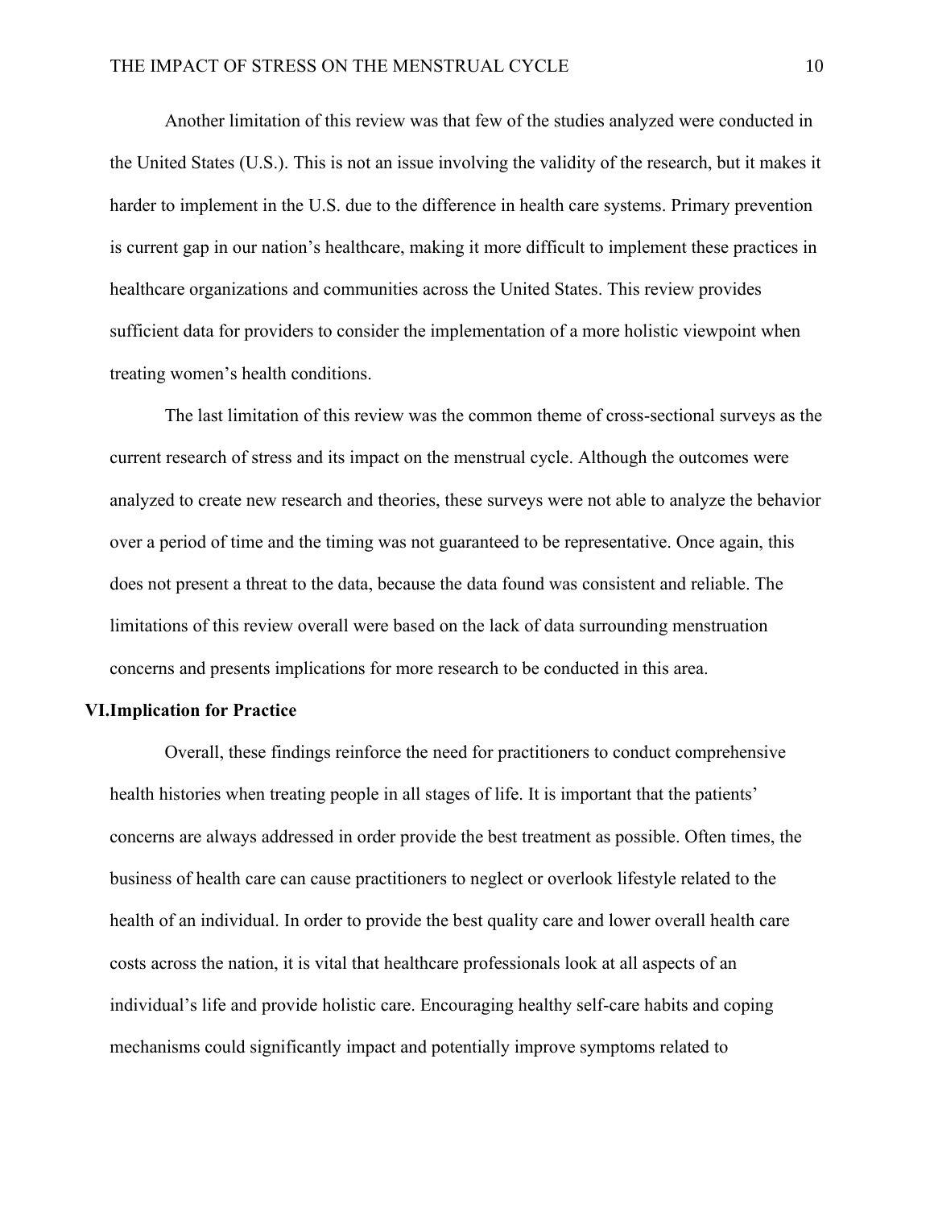Another limitation of this review was that few of the studies analyzed were conducted in the United States (U.S.). This is not an issue involving the validity of the research, but it makes it harder to implement in the U.S. due to the difference in health care systems. Primary prevention is current gap in our nation's healthcare, making it more difficult to implement these practices in healthcare organizations and communities across the United States. This review provides sufficient data for providers to consider the implementation of a more holistic viewpoint when treating women's health conditions.

The last limitation of this review was the common theme of cross-sectional surveys as the current research of stress and its impact on the menstrual cycle. Although the outcomes were analyzed to create new research and theories, these surveys were not able to analyze the behavior over a period of time and the timing was not guaranteed to be representative. Once again, this does not present a threat to the data, because the data found was consistent and reliable. The limitations of this review overall were based on the lack of data surrounding menstruation concerns and presents implications for more research to be conducted in this area.

## VI. Implication for Practice

Overall, these findings reinforce the need for practitioners to conduct comprehensive health histories when treating people in all stages of life. It is important that the patients' concerns are always addressed in order provide the best treatment as possible. Often times, the business of health care can cause practitioners to neglect or overlook lifestyle related to the health of an individual. In order to provide the best quality care and lower overall health care costs across the nation, it is vital that healthcare professionals look at all aspects of an individual's life and provide holistic care. Encouraging healthy self-care habits and coping mechanisms could significantly impact and potentially improve symptoms related to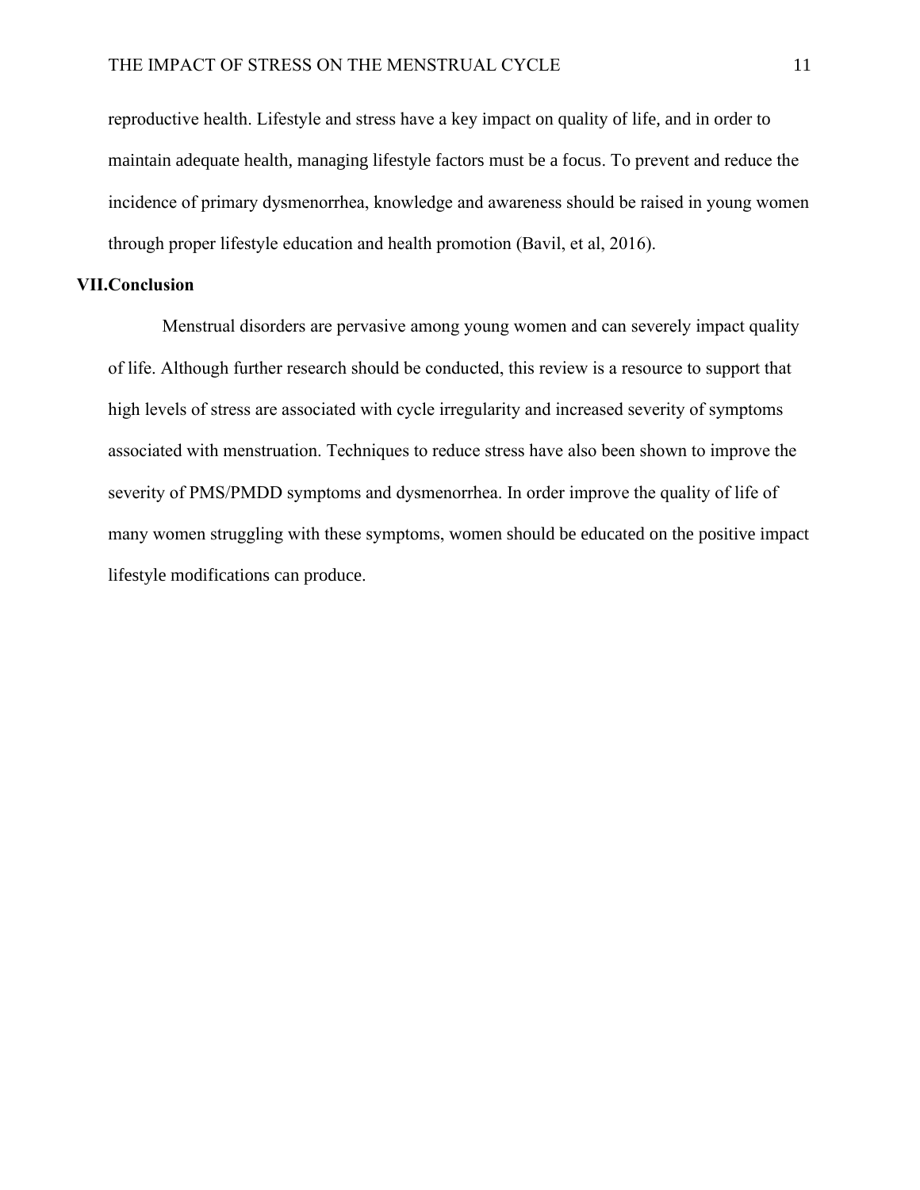reproductive health. Lifestyle and stress have a key impact on quality of life, and in order to maintain adequate health, managing lifestyle factors must be a focus. To prevent and reduce the incidence of primary dysmenorrhea, knowledge and awareness should be raised in young women through proper lifestyle education and health promotion (Bavil, et al, 2016).

## VII. Conclusion

Menstrual disorders are pervasive among young women and can severely impact quality of life. Although further research should be conducted, this review is a resource to support that high levels of stress are associated with cycle irregularity and increased severity of symptoms associated with menstruation. Techniques to reduce stress have also been shown to improve the severity of PMS/PMDD symptoms and dysmenorrhea. In order improve the quality of life of many women struggling with these symptoms, women should be educated on the positive impact lifestyle modifications can produce.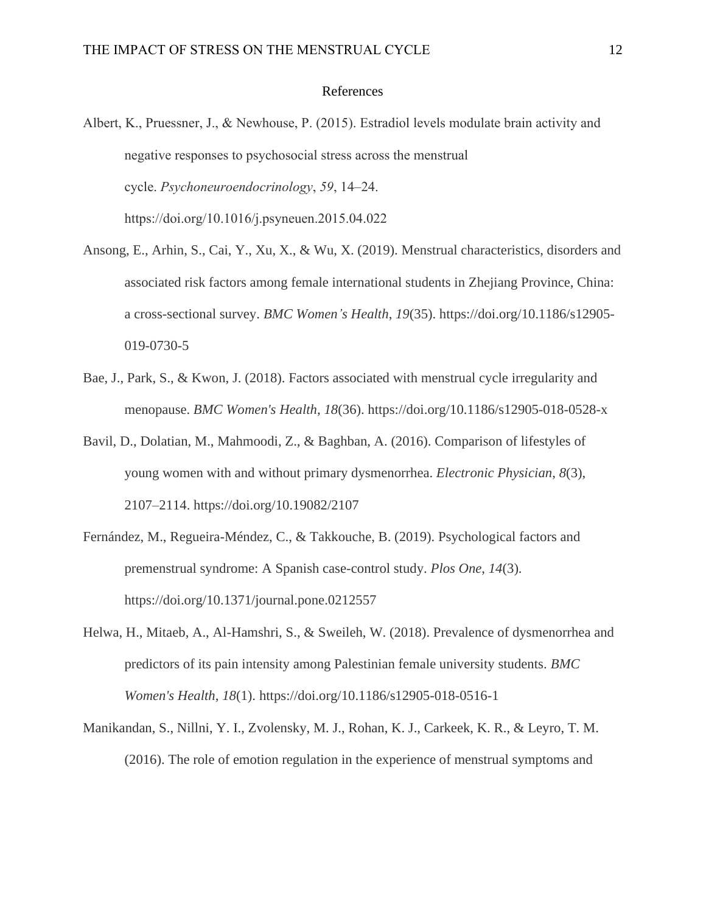# References

Albert, K., Pruessner, J., & Newhouse, P. (2015). Estradiol levels modulate brain activity and negative responses to psychosocial stress across the menstrual cycle. *Psychoneuroendocrinology*, *59*, 14–24. https://doi.org/10.1016/j.psyneuen.2015.04.022

Ansong, E., Arhin, S., Cai, Y., Xu, X., & Wu, X. (2019). Menstrual characteristics, disorders and associated risk factors among female international students in Zhejiang Province, China: a cross-sectional survey. *BMC Women's Health*, *19*(35). https://doi.org/10.1186/s12905-019-0730-5

Bae, J., Park, S., & Kwon, J. (2018). Factors associated with menstrual cycle irregularity and menopause. *BMC Women's Health*, *18*(36). https://doi.org/10.1186/s12905-018-0528-x

Bavil, D., Dolatian, M., Mahmoodi, Z., & Baghban, A. (2016). Comparison of lifestyles of young women with and without primary dysmenorrhea. *Electronic Physician*, *8*(3), 2107–2114. https://doi.org/10.19082/2107

Fernández, M., Regueira-Méndez, C., & Takkouche, B. (2019). Psychological factors and premenstrual syndrome: A Spanish case-control study. *Plos One*, *14*(3). https://doi.org/10.1371/journal.pone.0212557

Helwa, H., Mitaeb, A., Al-Hamshri, S., & Sweileh, W. (2018). Prevalence of dysmenorrhea and predictors of its pain intensity among Palestinian female university students. *BMC Women's Health*, *18*(1). https://doi.org/10.1186/s12905-018-0516-1

Manikandan, S., Nillni, Y. I., Zvolensky, M. J., Rohan, K. J., Carkeek, K. R., & Leyro, T. M. (2016). The role of emotion regulation in the experience of menstrual symptoms and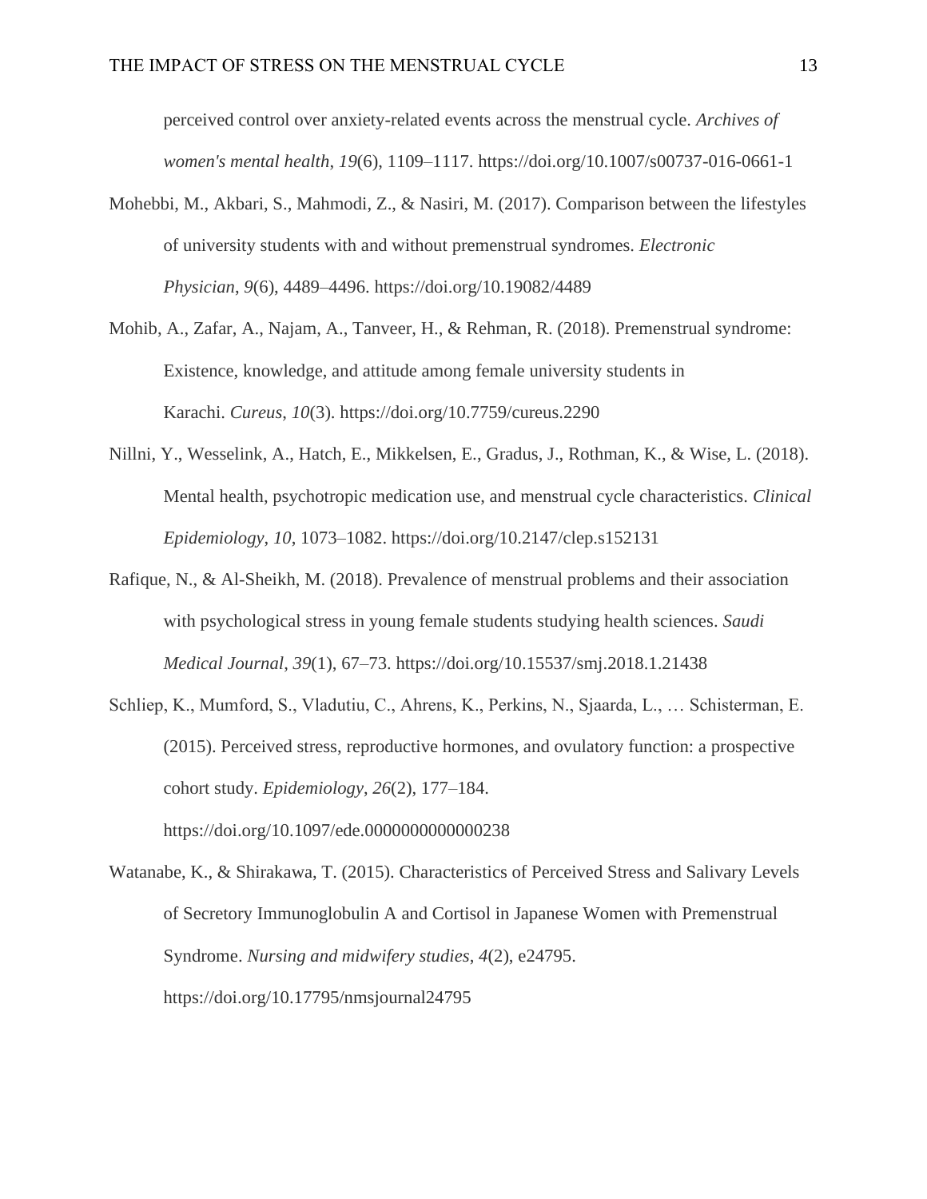perceived control over anxiety-related events across the menstrual cycle. *Archives of women's mental health*, *19*(6), 1109–1117. https://doi.org/10.1007/s00737-016-0661-1

Mohebbi, M., Akbari, S., Mahmodi, Z., & Nasiri, M. (2017). Comparison between the lifestyles of university students with and without premenstrual syndromes. *Electronic Physician*, *9*(6), 4489–4496. https://doi.org/10.19082/4489

Mohib, A., Zafar, A., Najam, A., Tanveer, H., & Rehman, R. (2018). Premenstrual syndrome: Existence, knowledge, and attitude among female university students in Karachi. *Cureus*, *10*(3). https://doi.org/10.7759/cureus.2290

Nillni, Y., Wesselink, A., Hatch, E., Mikkelsen, E., Gradus, J., Rothman, K., & Wise, L. (2018). Mental health, psychotropic medication use, and menstrual cycle characteristics. *Clinical Epidemiology, 10*, 1073–1082. https://doi.org/10.2147/clep.s152131

Rafique, N., & Al-Sheikh, M. (2018). Prevalence of menstrual problems and their association with psychological stress in young female students studying health sciences. *Saudi Medical Journal*, *39*(1), 67–73. https://doi.org/10.15537/smj.2018.1.21438

Schliep, K., Mumford, S., Vladutiu, C., Ahrens, K., Perkins, N., Sjaarda, L., … Schisterman, E. (2015). Perceived stress, reproductive hormones, and ovulatory function: a prospective cohort study. *Epidemiology*, *26*(2), 177–184. https://doi.org/10.1097/ede.0000000000000238

Watanabe, K., & Shirakawa, T. (2015). Characteristics of Perceived Stress and Salivary Levels of Secretory Immunoglobulin A and Cortisol in Japanese Women with Premenstrual Syndrome. *Nursing and midwifery studies*, *4*(2), e24795. https://doi.org/10.17795/nmsjournal24795